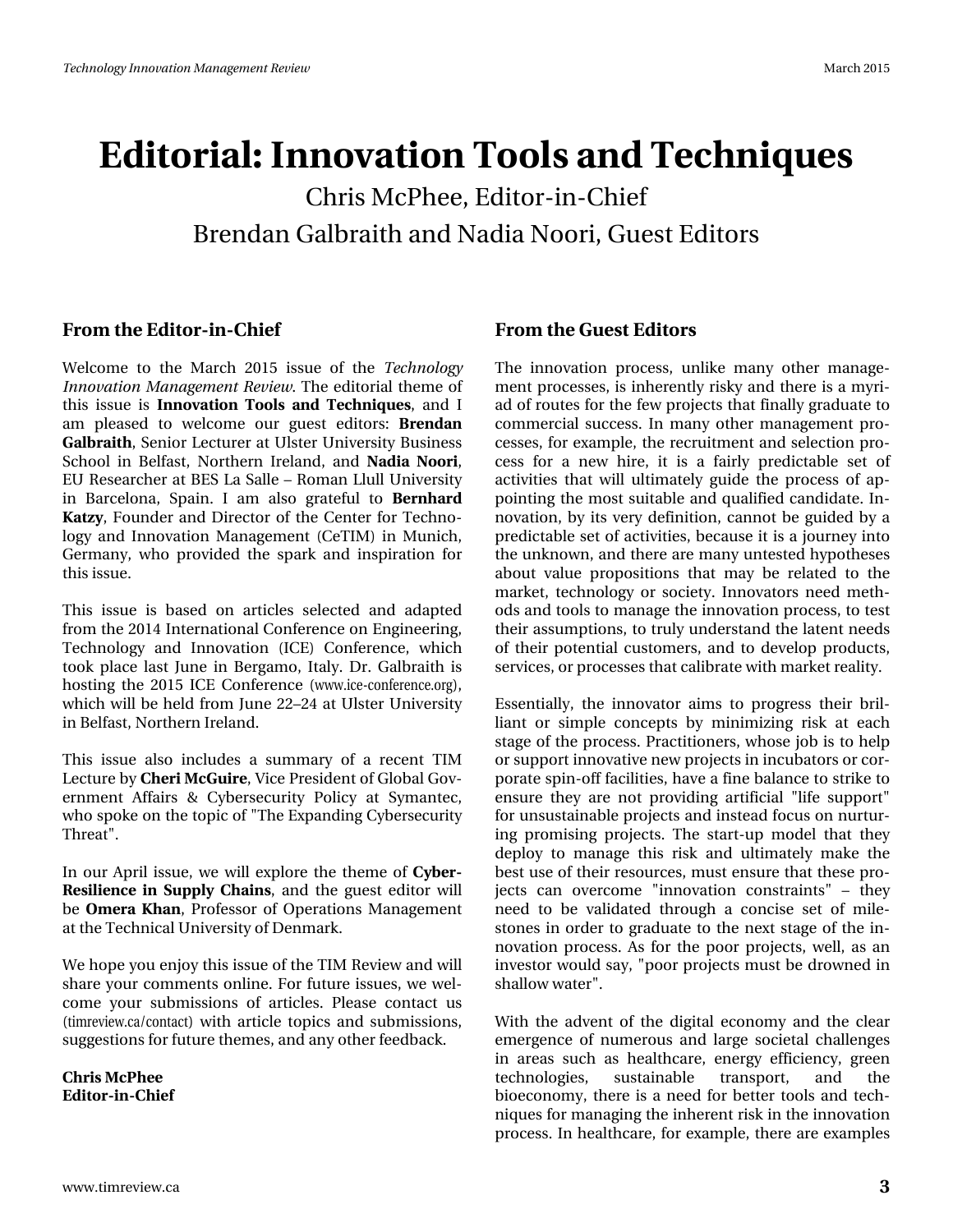# Editorial: Innovation Tools and Techniques

Chris McPhee, Editor-in-Chief

Brendan Galbraith and Nadia Noori, Guest Editors

## From the Editor-in-Chief

Welcome to the March 2015 issue of the *Technology Innovation Management Review*. The editorial theme of this issue is **Innovation Tools and Techniques**, and I am pleased to welcome our guest editors: **Brendan Galbraith**, Senior Lecturer at Ulster University Business School in Belfast, Northern Ireland, and **Nadia Noori**, EU Researcher at BES La Salle – Roman Llull University in Barcelona, Spain. I am also grateful to **Bernhard Katzy**, Founder and Director of the Center for Technology and Innovation Management (CeTIM) in Munich, Germany, who provided the spark and inspiration for this issue.

This issue is based on articles selected and adapted from the 2014 International Conference on Engineering, Technology and Innovation (ICE) Conference, which took place last June in Bergamo, Italy. Dr. Galbraith is hosting the 2015 ICE Conference (www.ice-conference.org), which will be held from June 22–24 at Ulster University in Belfast, Northern Ireland.

This issue also includes a summary of a recent TIM Lecture by **Cheri McGuire**, Vice President of Global Government Affairs & Cybersecurity Policy at Symantec, who spoke on the topic of "The Expanding Cybersecurity Threat".

In our April issue, we will explore the theme of **Cyber-Resilience in Supply Chains**, and the guest editor will be **Omera Khan**, Professor of Operations Management at the Technical University of Denmark.

We hope you enjoy this issue of the TIM Review and will share your comments online. For future issues, we welcome your submissions of articles. Please contact us (timreview.ca/contact) with article topics and submissions, suggestions for future themes, and any other feedback.

**Chris McPhee**
**Editor-in-Chief**

## From the Guest Editors

The innovation process, unlike many other management processes, is inherently risky and there is a myriad of routes for the few projects that finally graduate to commercial success. In many other management processes, for example, the recruitment and selection process for a new hire, it is a fairly predictable set of activities that will ultimately guide the process of appointing the most suitable and qualified candidate. Innovation, by its very definition, cannot be guided by a predictable set of activities, because it is a journey into the unknown, and there are many untested hypotheses about value propositions that may be related to the market, technology or society. Innovators need methods and tools to manage the innovation process, to test their assumptions, to truly understand the latent needs of their potential customers, and to develop products, services, or processes that calibrate with market reality.

Essentially, the innovator aims to progress their brilliant or simple concepts by minimizing risk at each stage of the process. Practitioners, whose job is to help or support innovative new projects in incubators or corporate spin-off facilities, have a fine balance to strike to ensure they are not providing artificial "life support" for unsustainable projects and instead focus on nurturing promising projects. The start-up model that they deploy to manage this risk and ultimately make the best use of their resources, must ensure that these projects can overcome "innovation constraints" – they need to be validated through a concise set of milestones in order to graduate to the next stage of the innovation process. As for the poor projects, well, as an investor would say, "poor projects must be drowned in shallow water".

With the advent of the digital economy and the clear emergence of numerous and large societal challenges in areas such as healthcare, energy efficiency, green technologies, sustainable transport, and the bioeconomy, there is a need for better tools and techniques for managing the inherent risk in the innovation process. In healthcare, for example, there are examples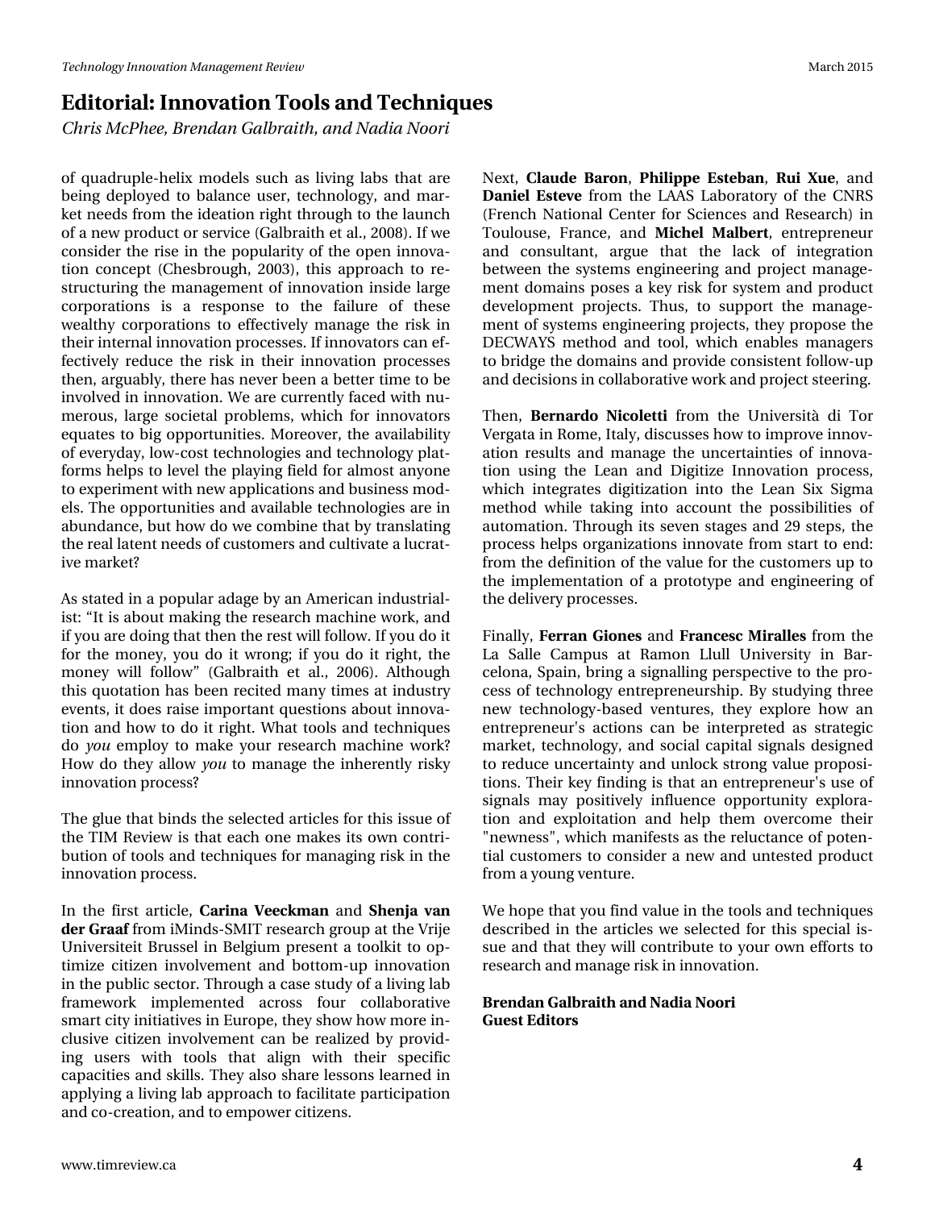of quadruple-helix models such as living labs that are being deployed to balance user, technology, and market needs from the ideation right through to the launch of a new product or service (Galbraith et al., 2008). If we consider the rise in the popularity of the open innovation concept (Chesbrough, 2003), this approach to restructuring the management of innovation inside large corporations is a response to the failure of these wealthy corporations to effectively manage the risk in their internal innovation processes. If innovators can effectively reduce the risk in their innovation processes then, arguably, there has never been a better time to be involved in innovation. We are currently faced with numerous, large societal problems, which for innovators equates to big opportunities. Moreover, the availability of everyday, low-cost technologies and technology platforms helps to level the playing field for almost anyone to experiment with new applications and business models. The opportunities and available technologies are in abundance, but how do we combine that by translating the real latent needs of customers and cultivate a lucrative market?

As stated in a popular adage by an American industrialist: "It is about making the research machine work, and if you are doing that then the rest will follow. If you do it for the money, you do it wrong; if you do it right, the money will follow" (Galbraith et al., 2006). Although this quotation has been recited many times at industry events, it does raise important questions about innovation and how to do it right. What tools and techniques do *you* employ to make your research machine work? How do they allow *you* to manage the inherently risky innovation process?

The glue that binds the selected articles for this issue of the TIM Review is that each one makes its own contribution of tools and techniques for managing risk in the innovation process.

In the first article, **Carina Veeckman** and **Shenja van der Graaf** from iMinds-SMIT research group at the Vrije Universiteit Brussel in Belgium present a toolkit to optimize citizen involvement and bottom-up innovation in the public sector. Through a case study of a living lab framework implemented across four collaborative smart city initiatives in Europe, they show how more inclusive citizen involvement can be realized by providing users with tools that align with their specific capacities and skills. They also share lessons learned in applying a living lab approach to facilitate participation and co-creation, and to empower citizens.

Next, **Claude Baron**, **Philippe Esteban**, **Rui Xue**, and **Daniel Esteve** from the LAAS Laboratory of the CNRS (French National Center for Sciences and Research) in Toulouse, France, and **Michel Malbert**, entrepreneur and consultant, argue that the lack of integration between the systems engineering and project management domains poses a key risk for system and product development projects. Thus, to support the management of systems engineering projects, they propose the DECWAYS method and tool, which enables managers to bridge the domains and provide consistent follow-up and decisions in collaborative work and project steering.

Then, **Bernardo Nicoletti** from the Università di Tor Vergata in Rome, Italy, discusses how to improve innovation results and manage the uncertainties of innovation using the Lean and Digitize Innovation process, which integrates digitization into the Lean Six Sigma method while taking into account the possibilities of automation. Through its seven stages and 29 steps, the process helps organizations innovate from start to end: from the definition of the value for the customers up to the implementation of a prototype and engineering of the delivery processes.

Finally, **Ferran Giones** and **Francesc Miralles** from the La Salle Campus at Ramon Llull University in Barcelona, Spain, bring a signalling perspective to the process of technology entrepreneurship. By studying three new technology-based ventures, they explore how an entrepreneur's actions can be interpreted as strategic market, technology, and social capital signals designed to reduce uncertainty and unlock strong value propositions. Their key finding is that an entrepreneur's use of signals may positively influence opportunity exploration and exploitation and help them overcome their "newness", which manifests as the reluctance of potential customers to consider a new and untested product from a young venture.

We hope that you find value in the tools and techniques described in the articles we selected for this special issue and that they will contribute to your own efforts to research and manage risk in innovation.

**Brendan Galbraith and Nadia Noori**
**Guest Editors**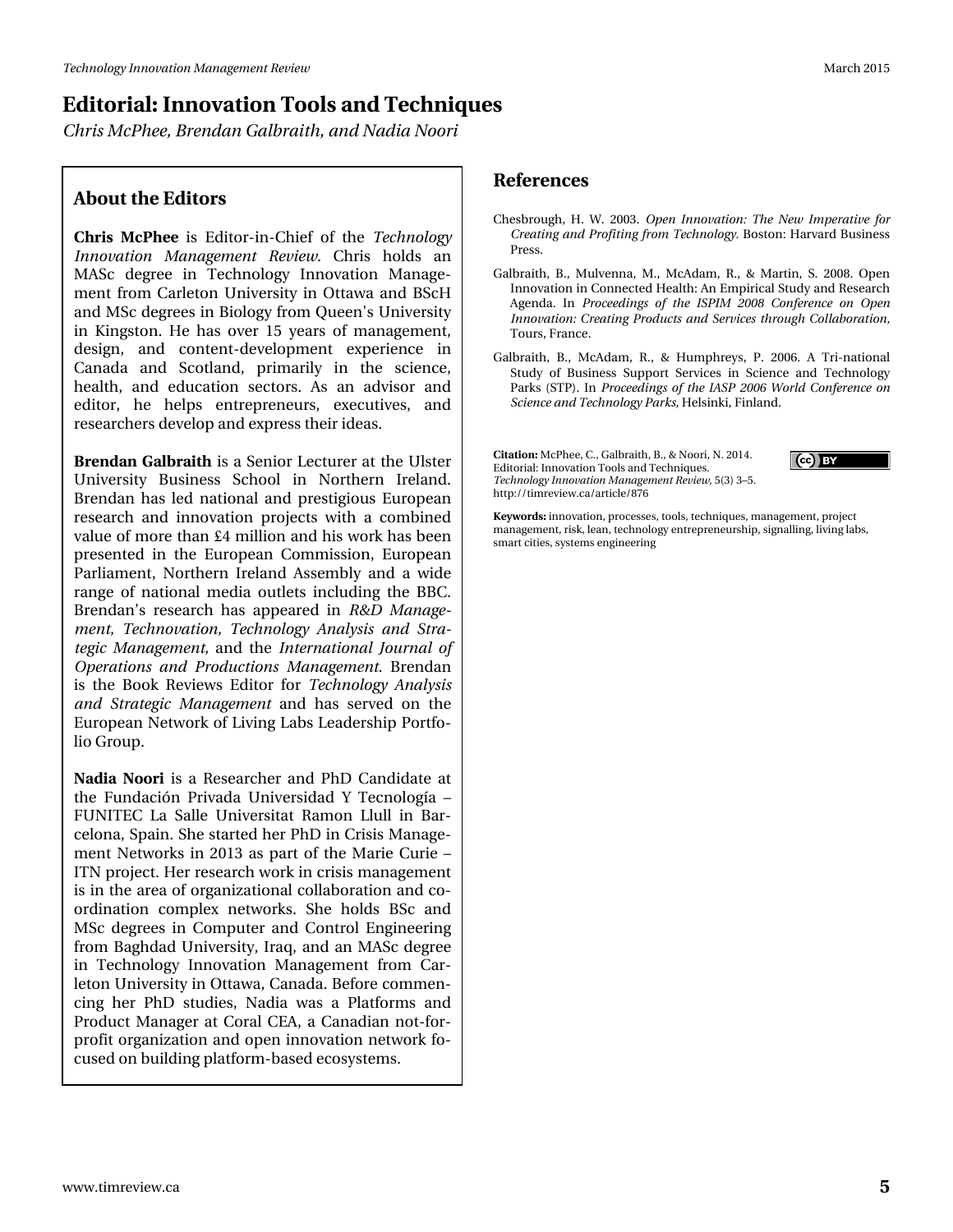## About the Editors

**Chris McPhee** is Editor-in-Chief of the *Technology Innovation Management Review*. Chris holds an MASc degree in Technology Innovation Management from Carleton University in Ottawa and BScH and MSc degrees in Biology from Queen's University in Kingston. He has over 15 years of management, design, and content-development experience in Canada and Scotland, primarily in the science, health, and education sectors. As an advisor and editor, he helps entrepreneurs, executives, and researchers develop and express their ideas.

**Brendan Galbraith** is a Senior Lecturer at the Ulster University Business School in Northern Ireland. Brendan has led national and prestigious European research and innovation projects with a combined value of more than £4 million and his work has been presented in the European Commission, European Parliament, Northern Ireland Assembly and a wide range of national media outlets including the BBC. Brendan's research has appeared in *R&D Management, Technovation, Technology Analysis and Strategic Management,* and the *International Journal of Operations and Productions Management*. Brendan is the Book Reviews Editor for *Technology Analysis and Strategic Management* and has served on the European Network of Living Labs Leadership Portfolio Group.

**Nadia Noori** is a Researcher and PhD Candidate at the Fundación Privada Universidad Y Tecnología – FUNITEC La Salle Universitat Ramon Llull in Barcelona, Spain. She started her PhD in Crisis Management Networks in 2013 as part of the Marie Curie – ITN project. Her research work in crisis management is in the area of organizational collaboration and coordination complex networks. She holds BSc and MSc degrees in Computer and Control Engineering from Baghdad University, Iraq, and an MASc degree in Technology Innovation Management from Carleton University in Ottawa, Canada. Before commencing her PhD studies, Nadia was a Platforms and Product Manager at Coral CEA, a Canadian not-for-profit organization and open innovation network focused on building platform-based ecosystems.

## References

Chesbrough, H. W. 2003. *Open Innovation: The New Imperative for Creating and Profiting from Technology*. Boston: Harvard Business Press.

Galbraith, B., Mulvenna, M., McAdam, R., & Martin, S. 2008. Open Innovation in Connected Health: An Empirical Study and Research Agenda. In *Proceedings of the ISPIM 2008 Conference on Open Innovation: Creating Products and Services through Collaboration*, Tours, France.

Galbraith, B., McAdam, R., & Humphreys, P. 2006. A Tri-national Study of Business Support Services in Science and Technology Parks (STP). In *Proceedings of the IASP 2006 World Conference on Science and Technology Parks*, Helsinki, Finland.

**Citation:** McPhee, C., Galbraith, B., & Noori, N. 2014. Editorial: Innovation Tools and Techniques. *Technology Innovation Management Review*, 5(3) 3–5. http://timreview.ca/article/876

**Keywords:** innovation, processes, tools, techniques, management, project management, risk, lean, technology entrepreneurship, signalling, living labs, smart cities, systems engineering